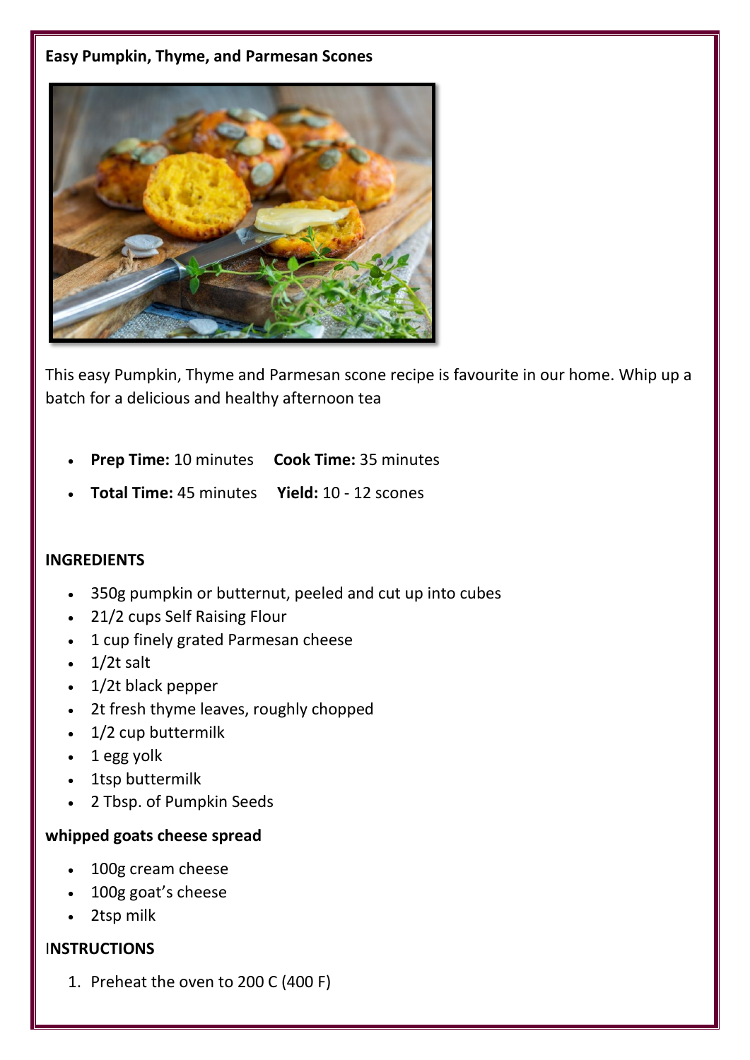**Easy Pumpkin, Thyme, and Parmesan Scones**

This easy Pumpkin, Thyme and Parmesan scone recipe is favourite in our home. Whip up a batch for a delicious and healthy afternoon tea

- **Prep Time:** 10 minutes **Cook Time:** 35 minutes
- **Total Time:** 45 minutes **Yield:** 10 - 12 scones

**INGREDIENTS**

- 350g pumpkin or butternut, peeled and cut up into cubes
- 21/2 cups Self Raising Flour
- 1 cup finely grated Parmesan cheese
- 1/2t salt
- 1/2t black pepper
- 2t fresh thyme leaves, roughly chopped
- 1/2 cup buttermilk
- 1 egg yolk
- 1tsp buttermilk
- 2 Tbsp. of Pumpkin Seeds

**whipped goats cheese spread**

- 100g cream cheese
- 100g goat's cheese
- 2tsp milk

**INSTRUCTIONS**

1. Preheat the oven to 200 C (400 F)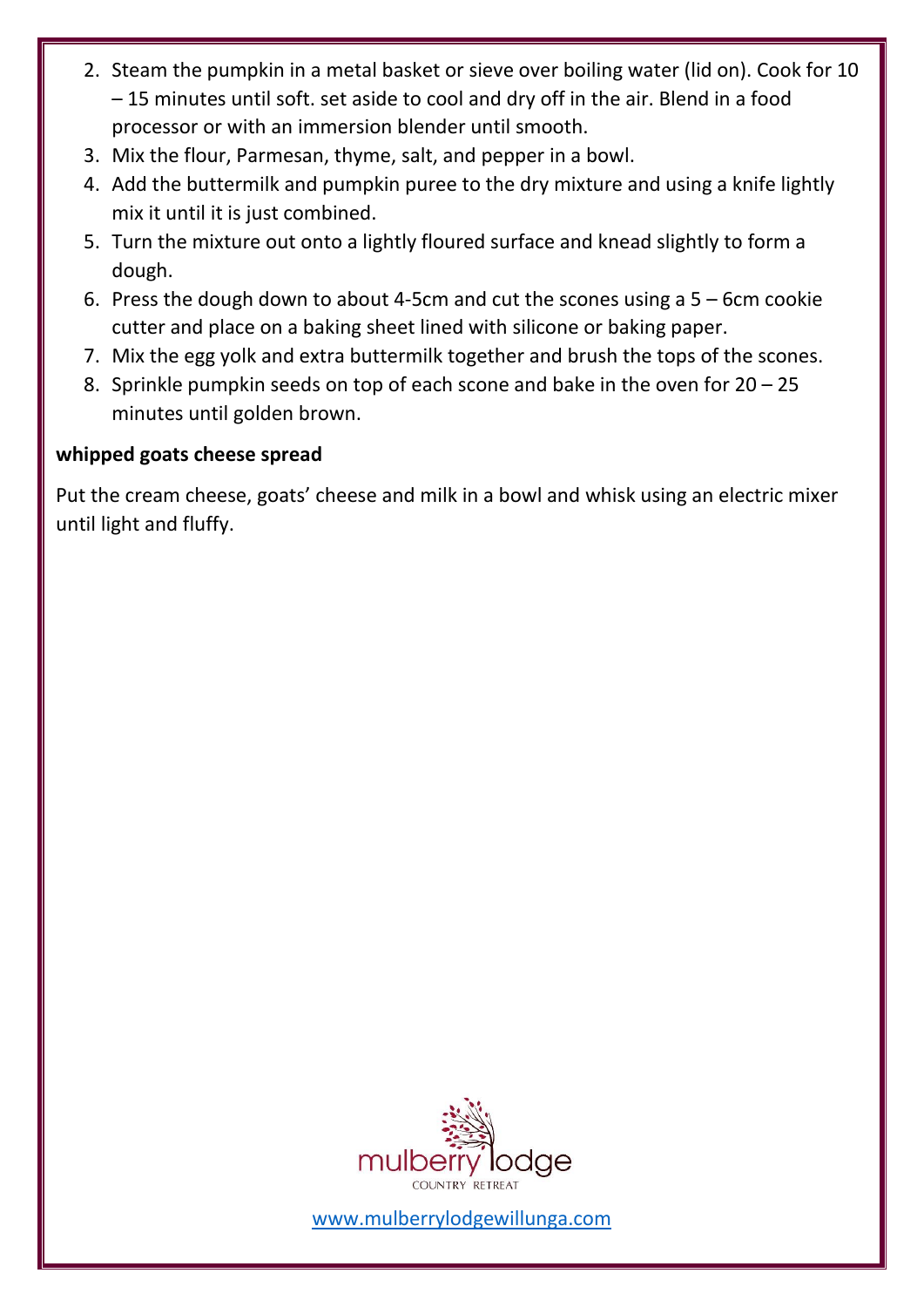2. Steam the pumpkin in a metal basket or sieve over boiling water (lid on). Cook for 10 – 15 minutes until soft. set aside to cool and dry off in the air. Blend in a food processor or with an immersion blender until smooth.
3. Mix the flour, Parmesan, thyme, salt, and pepper in a bowl.
4. Add the buttermilk and pumpkin puree to the dry mixture and using a knife lightly mix it until it is just combined.
5. Turn the mixture out onto a lightly floured surface and knead slightly to form a dough.
6. Press the dough down to about 4-5cm and cut the scones using a 5 – 6cm cookie cutter and place on a baking sheet lined with silicone or baking paper.
7. Mix the egg yolk and extra buttermilk together and brush the tops of the scones.
8. Sprinkle pumpkin seeds on top of each scone and bake in the oven for 20 – 25 minutes until golden brown.

**whipped goats cheese spread**

Put the cream cheese, goats' cheese and milk in a bowl and whisk using an electric mixer until light and fluffy.

mulberry lodge
COUNTRY RETREAT

www.mulberrylodgewillunga.com